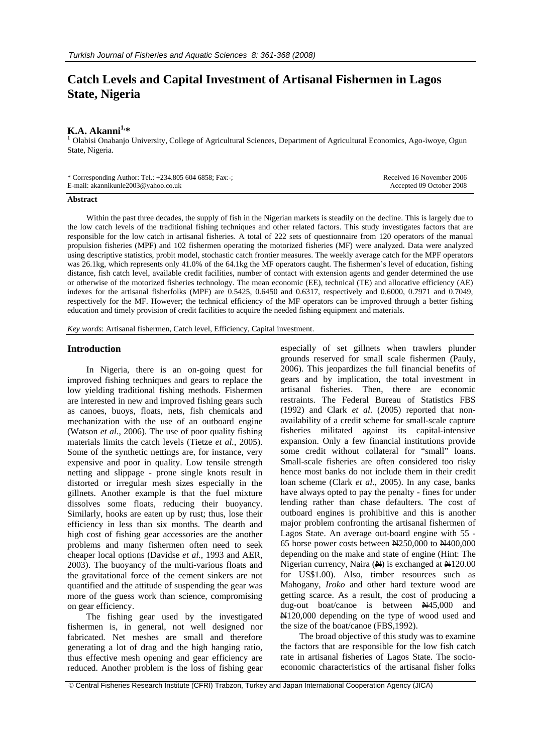# Catch Levels and Capital Investment of Artisanal Fishermen in Lagos State, Nigeria

**K.A. Akanni**[1,*]

[1] Olabisi Onabanjo University, College of Agricultural Sciences, Department of Agricultural Economics, Ago-iwoye, Ogun State, Nigeria.

\* Corresponding Author: Tel.: +234.805 604 6858; Fax:-;
E-mail: akannikunle2003@yahoo.co.uk

Received 16 November 2006
Accepted 09 October 2008

**Abstract**

Within the past three decades, the supply of fish in the Nigerian markets is steadily on the decline. This is largely due to the low catch levels of the traditional fishing techniques and other related factors. This study investigates factors that are responsible for the low catch in artisanal fisheries. A total of 222 sets of questionnaire from 120 operators of the manual propulsion fisheries (MPF) and 102 fishermen operating the motorized fisheries (MF) were analyzed. Data were analyzed using descriptive statistics, probit model, stochastic catch frontier measures. The weekly average catch for the MPF operators was 26.1kg, which represents only 41.0% of the 64.1kg the MF operators caught. The fishermen's level of education, fishing distance, fish catch level, available credit facilities, number of contact with extension agents and gender determined the use or otherwise of the motorized fisheries technology. The mean economic (EE), technical (TE) and allocative efficiency (AE) indexes for the artisanal fisherfolks (MPF) are 0.5425, 0.6450 and 0.6317, respectively and 0.6000, 0.7971 and 0.7049, respectively for the MF. However; the technical efficiency of the MF operators can be improved through a better fishing education and timely provision of credit facilities to acquire the needed fishing equipment and materials.

*Key words*: Artisanal fishermen, Catch level, Efficiency, Capital investment.

## Introduction

In Nigeria, there is an on-going quest for improved fishing techniques and gears to replace the low yielding traditional fishing methods. Fishermen are interested in new and improved fishing gears such as canoes, buoys, floats, nets, fish chemicals and mechanization with the use of an outboard engine (Watson *et al.*, 2006). The use of poor quality fishing materials limits the catch levels (Tietze *et al.*, 2005). Some of the synthetic nettings are, for instance, very expensive and poor in quality. Low tensile strength netting and slippage - prone single knots result in distorted or irregular mesh sizes especially in the gillnets. Another example is that the fuel mixture dissolves some floats, reducing their buoyancy. Similarly, hooks are eaten up by rust; thus, lose their efficiency in less than six months. The dearth and high cost of fishing gear accessories are the another problems and many fishermen often need to seek cheaper local options (Davidse *et al.*, 1993 and AER, 2003). The buoyancy of the multi-various floats and the gravitational force of the cement sinkers are not quantified and the attitude of suspending the gear was more of the guess work than science, compromising on gear efficiency.

The fishing gear used by the investigated fishermen is, in general, not well designed nor fabricated. Net meshes are small and therefore generating a lot of drag and the high hanging ratio, thus effective mesh opening and gear efficiency are reduced. Another problem is the loss of fishing gear especially of set gillnets when trawlers plunder grounds reserved for small scale fishermen (Pauly, 2006). This jeopardizes the full financial benefits of gears and by implication, the total investment in artisanal fisheries. Then, there are economic restraints. The Federal Bureau of Statistics FBS (1992) and Clark *et al.* (2005) reported that non-availability of a credit scheme for small-scale capture fisheries militated against its capital-intensive expansion. Only a few financial institutions provide some credit without collateral for "small" loans. Small-scale fisheries are often considered too risky hence most banks do not include them in their credit loan scheme (Clark *et al.*, 2005). In any case, banks have always opted to pay the penalty - fines for under lending rather than chase defaulters. The cost of outboard engines is prohibitive and this is another major problem confronting the artisanal fishermen of Lagos State. An average out-board engine with 55 - 65 horse power costs between ₦250,000 to ₦400,000 depending on the make and state of engine (Hint: The Nigerian currency, Naira (₦) is exchanged at ₦120.00 for US$1.00). Also, timber resources such as Mahogany, *Iroko* and other hard texture wood are getting scarce. As a result, the cost of producing a dug-out boat/canoe is between ₦45,000 and ₦120,000 depending on the type of wood used and the size of the boat/canoe (FBS,1992).

The broad objective of this study was to examine the factors that are responsible for the low fish catch rate in artisanal fisheries of Lagos State. The socio-economic characteristics of the artisanal fisher folks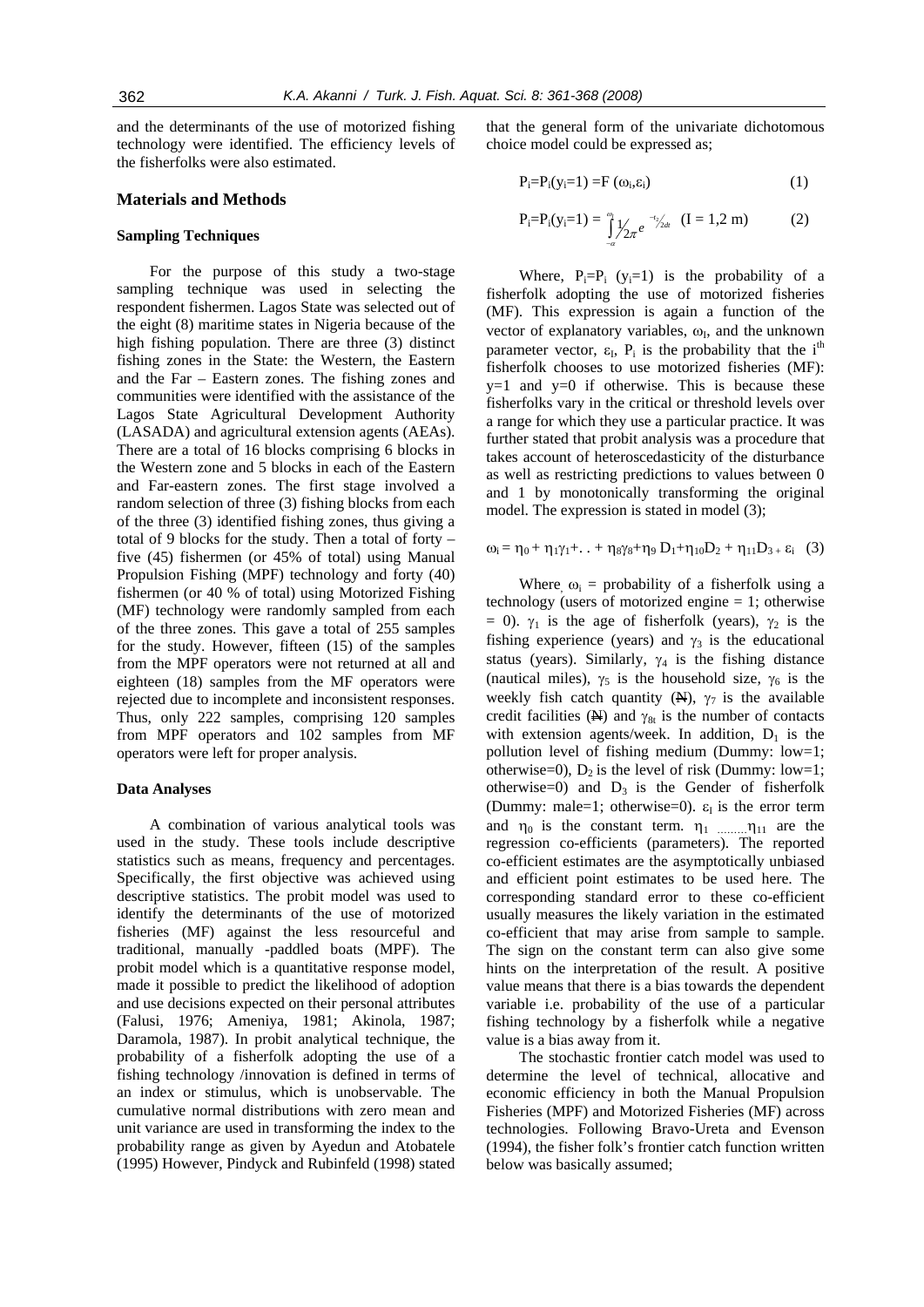and the determinants of the use of motorized fishing technology were identified. The efficiency levels of the fisherfolks were also estimated.

## Materials and Methods

### Sampling Techniques

For the purpose of this study a two-stage sampling technique was used in selecting the respondent fishermen. Lagos State was selected out of the eight (8) maritime states in Nigeria because of the high fishing population. There are three (3) distinct fishing zones in the State: the Western, the Eastern and the Far – Eastern zones. The fishing zones and communities were identified with the assistance of the Lagos State Agricultural Development Authority (LASADA) and agricultural extension agents (AEAs). There are a total of 16 blocks comprising 6 blocks in the Western zone and 5 blocks in each of the Eastern and Far-eastern zones. The first stage involved a random selection of three (3) fishing blocks from each of the three (3) identified fishing zones, thus giving a total of 9 blocks for the study. Then a total of forty – five (45) fishermen (or 45% of total) using Manual Propulsion Fishing (MPF) technology and forty (40) fishermen (or 40 % of total) using Motorized Fishing (MF) technology were randomly sampled from each of the three zones. This gave a total of 255 samples for the study. However, fifteen (15) of the samples from the MPF operators were not returned at all and eighteen (18) samples from the MF operators were rejected due to incomplete and inconsistent responses. Thus, only 222 samples, comprising 120 samples from MPF operators and 102 samples from MF operators were left for proper analysis.

### Data Analyses

A combination of various analytical tools was used in the study. These tools include descriptive statistics such as means, frequency and percentages. Specifically, the first objective was achieved using descriptive statistics. The probit model was used to identify the determinants of the use of motorized fisheries (MF) against the less resourceful and traditional, manually -paddled boats (MPF). The probit model which is a quantitative response model, made it possible to predict the likelihood of adoption and use decisions expected on their personal attributes (Falusi, 1976; Ameniya, 1981; Akinola, 1987; Daramola, 1987). In probit analytical technique, the probability of a fisherfolk adopting the use of a fishing technology /innovation is defined in terms of an index or stimulus, which is unobservable. The cumulative normal distributions with zero mean and unit variance are used in transforming the index to the probability range as given by Ayedun and Atobatele (1995) However, Pindyck and Rubinfeld (1998) stated that the general form of the univariate dichotomous choice model could be expressed as;

$$P_i = P_i(y_i = 1) = F(\omega_i, \varepsilon_i) \quad (1)$$

$$P_i = P_i(y_i = 1) = \int_{-\alpha}^{\omega_i} \frac{1}{2\pi} e^{-t_2/2dt} \quad (I = 1,2\ m) \quad (2)$$

Where, $P_i = P_i\ (y_i = 1)$ is the probability of a fisherfolk adopting the use of motorized fisheries (MF). This expression is again a function of the vector of explanatory variables, $\omega_I$, and the unknown parameter vector, $\varepsilon_I$, $P_i$ is the probability that the i[th] fisherfolk chooses to use motorized fisheries (MF): y=1 and y=0 if otherwise. This is because these fisherfolks vary in the critical or threshold levels over a range for which they use a particular practice. It was further stated that probit analysis was a procedure that takes account of heteroscedasticity of the disturbance as well as restricting predictions to values between 0 and 1 by monotonically transforming the original model. The expression is stated in model (3);

$$\omega_i = \eta_0 + \eta_1\gamma_1 + \ldots + \eta_8\gamma_8 + \eta_9 D_1 + \eta_{10}D_2 + \eta_{11}D_3 + \varepsilon_i \quad (3)$$

Where, $\omega_i$ = probability of a fisherfolk using a technology (users of motorized engine = 1; otherwise = 0). $\gamma_1$ is the age of fisherfolk (years), $\gamma_2$ is the fishing experience (years) and $\gamma_3$ is the educational status (years). Similarly, $\gamma_4$ is the fishing distance (nautical miles), $\gamma_5$ is the household size, $\gamma_6$ is the weekly fish catch quantity (₦), $\gamma_7$ is the available credit facilities (₦) and $\gamma_{8t}$ is the number of contacts with extension agents/week. In addition, $D_1$ is the pollution level of fishing medium (Dummy: low=1; otherwise=0), $D_2$ is the level of risk (Dummy: low=1; otherwise=0) and $D_3$ is the Gender of fisherfolk (Dummy: male=1; otherwise=0). $\varepsilon_I$ is the error term and $\eta_0$ is the constant term. $\eta_1 \ldots\ldots\ldots \eta_{11}$ are the regression co-efficients (parameters). The reported co-efficient estimates are the asymptotically unbiased and efficient point estimates to be used here. The corresponding standard error to these co-efficient usually measures the likely variation in the estimated co-efficient that may arise from sample to sample. The sign on the constant term can also give some hints on the interpretation of the result. A positive value means that there is a bias towards the dependent variable i.e. probability of the use of a particular fishing technology by a fisherfolk while a negative value is a bias away from it.

The stochastic frontier catch model was used to determine the level of technical, allocative and economic efficiency in both the Manual Propulsion Fisheries (MPF) and Motorized Fisheries (MF) across technologies. Following Bravo-Ureta and Evenson (1994), the fisher folk's frontier catch function written below was basically assumed;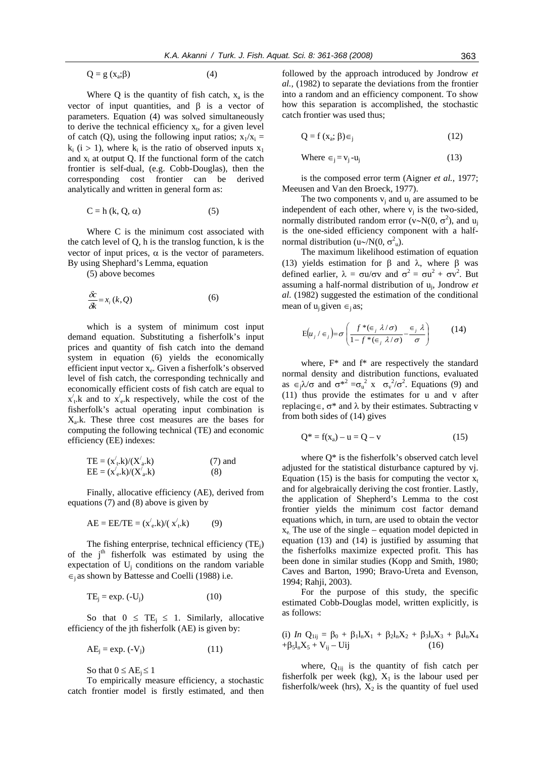$$Q = g(x_a;\beta) \qquad (4)$$

Where Q is the quantity of fish catch, $x_a$ is the vector of input quantities, and β is a vector of parameters. Equation (4) was solved simultaneously to derive the technical efficiency $x_t$, for a given level of catch (Q), using the following input ratios; $x_1/x_i = k_i$ ($i > 1$), where $k_i$ is the ratio of observed inputs $x_1$ and $x_i$ at output Q. If the functional form of the catch frontier is self-dual, (e.g. Cobb-Douglas), then the corresponding cost frontier can be derived analytically and written in general form as:

$$C = h(k, Q, \alpha) \qquad (5)$$

Where C is the minimum cost associated with the catch level of Q, h is the translog function, k is the vector of input prices, α is the vector of parameters. By using Shephard's Lemma, equation

(5) above becomes

$$\frac{\delta c}{\delta k} = x_i(k, Q) \qquad (6)$$

which is a system of minimum cost input demand equation. Substituting a fisherfolk's input prices and quantity of fish catch into the demand system in equation (6) yields the economically efficient input vector $x_e$. Given a fisherfolk's observed level of fish catch, the corresponding technically and economically efficient costs of fish catch are equal to $x'_t.k$ and to $x'_e.k$ respectively, while the cost of the fisherfolk's actual operating input combination is $X_a.k$. These three cost measures are the bases for computing the following technical (TE) and economic efficiency (EE) indexes:

$$TE = (x'_t.k)/(X'_a.k) \qquad (7) \text{ and}$$

$$EE = (x'_e.k)/(X'_a.k) \qquad (8)$$

Finally, allocative efficiency (AE), derived from equations (7) and (8) above is given by

$$AE = EE/TE = (x'_e.k)/(x'_t.k) \qquad (9)$$

The fishing enterprise, technical efficiency ($TE_j$) of the $j^{th}$ fisherfolk was estimated by using the expectation of $U_j$ conditions on the random variable $\in_j$ as shown by Battesse and Coelli (1988) i.e.

$$TE_j = \exp.(-U_j) \qquad (10)$$

So that $0 \leq TE_j \leq 1$. Similarly, allocative efficiency of the jth fisherfolk (AE) is given by:

$$AE_j = \exp.(-V_j) \qquad (11)$$

So that $0 \leq AE_j \leq 1$

To empirically measure efficiency, a stochastic catch frontier model is firstly estimated, and then followed by the approach introduced by Jondrow *et al.*, (1982) to separate the deviations from the frontier into a random and an efficiency component. To show how this separation is accomplished, the stochastic catch frontier was used thus;

$$Q = f(x_a;\beta)\in_j \qquad (12)$$

$$\text{Where } \in_j = v_j - u_j \qquad (13)$$

is the composed error term (Aigner *et al.*, 1977; Meeusen and Van den Broeck, 1977).

The two components $v_j$ and $u_j$ are assumed to be independent of each other, where $v_j$ is the two-sided, normally distributed random error ($v\sim N(0, \sigma^2)$), and $u_j$ is the one-sided efficiency component with a half-normal distribution ($u\sim/N(0, \sigma^2_u)$).

The maximum likelihood estimation of equation (13) yields estimation for β and λ, where β was defined earlier, $\lambda = \sigma u/\sigma v$ and $\sigma^2 = \sigma u^2 + \sigma v^2$. But assuming a half-normal distribution of $u_j$, Jondrow *et al.* (1982) suggested the estimation of the conditional mean of $u_j$ given $\in_j$ as;

$$E(u_j/\in_j) = \sigma\left(\frac{f^*(\in_j \lambda/\sigma)}{1 - f^*(\in_j \lambda/\sigma)} - \frac{\in_j \lambda}{\sigma}\right) \qquad (14)$$

where, F* and f* are respectively the standard normal density and distribution functions, evaluated as $\in_j\lambda/\sigma$ and $\sigma^{*2} = \sigma_u^2 \times \sigma_v^2/\sigma^2$. Equations (9) and (11) thus provide the estimates for u and v after replacing ∈, σ* and λ by their estimates. Subtracting v from both sides of (14) gives

$$Q^* = f(x_a) - u = Q - v \qquad (15)$$

where Q* is the fisherfolk's observed catch level adjusted for the statistical disturbance captured by vj. Equation (15) is the basis for computing the vector $x_t$ and for algebraically deriving the cost frontier. Lastly, the application of Shepherd's Lemma to the cost frontier yields the minimum cost factor demand equations which, in turn, are used to obtain the vector $x_e$. The use of the single – equation model depicted in equation (13) and (14) is justified by assuming that the fisherfolks maximize expected profit. This has been done in similar studies (Kopp and Smith, 1980; Caves and Barton, 1990; Bravo-Ureta and Evenson, 1994; Rahji, 2003).

For the purpose of this study, the specific estimated Cobb-Douglas model, written explicitly, is as follows:

$$\text{(i) } \ln Q_{1ij} = \beta_0 + \beta_1 \ln X_1 + \beta_2 \ln X_2 + \beta_3 \ln X_3 + \beta_4 \ln X_4 + \beta_5 \ln X_5 + V_{ij} - U_{ij} \qquad (16)$$

where, $Q_{1ij}$ is the quantity of fish catch per fisherfolk per week (kg), $X_1$ is the labour used per fisherfolk/week (hrs), $X_2$ is the quantity of fuel used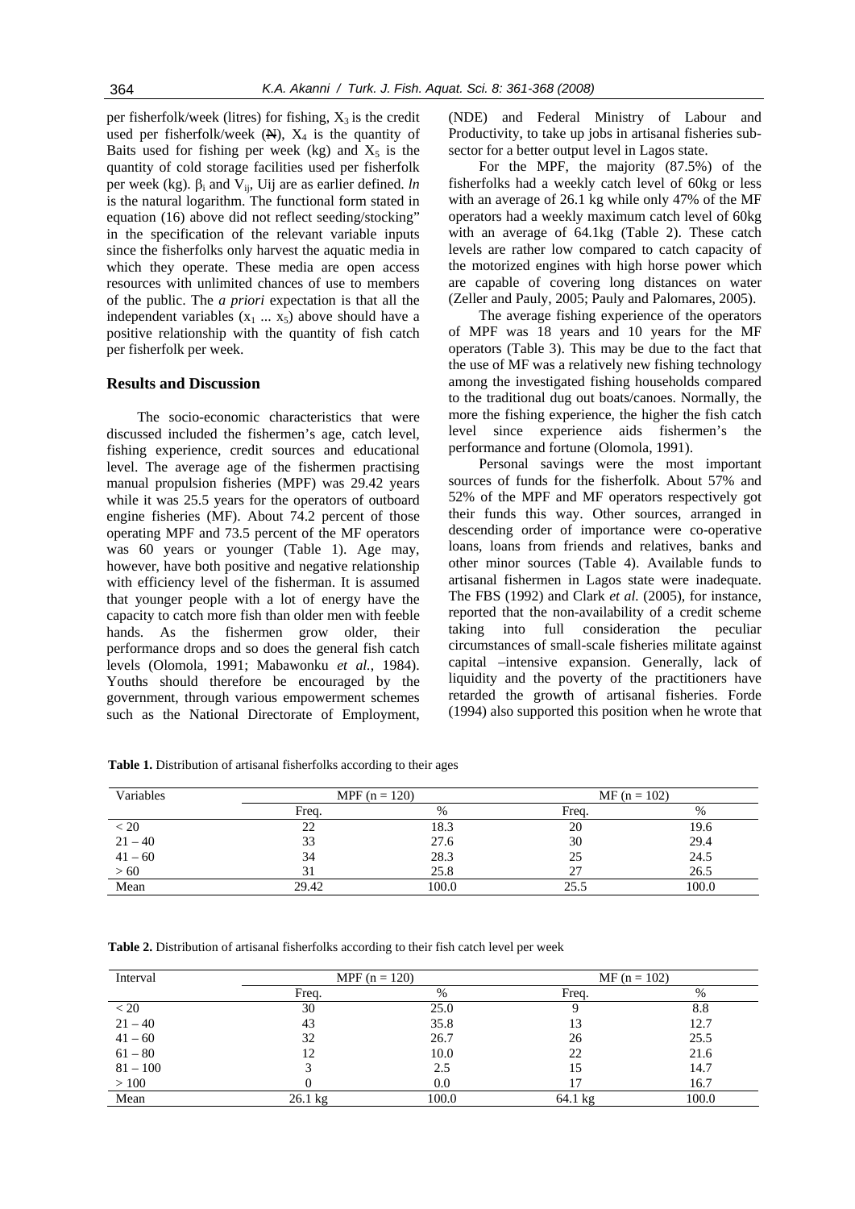per fisherfolk/week (litres) for fishing, $X_3$ is the credit used per fisherfolk/week (₦), $X_4$ is the quantity of Baits used for fishing per week (kg) and $X_5$ is the quantity of cold storage facilities used per fisherfolk per week (kg). $\beta_i$ and $V_{ij}$, Uij are as earlier defined. *ln* is the natural logarithm. The functional form stated in equation (16) above did not reflect seeding/stocking" in the specification of the relevant variable inputs since the fisherfolks only harvest the aquatic media in which they operate. These media are open access resources with unlimited chances of use to members of the public. The *a priori* expectation is that all the independent variables ($x_1$ ... $x_5$) above should have a positive relationship with the quantity of fish catch per fisherfolk per week.

## Results and Discussion

The socio-economic characteristics that were discussed included the fishermen's age, catch level, fishing experience, credit sources and educational level. The average age of the fishermen practising manual propulsion fisheries (MPF) was 29.42 years while it was 25.5 years for the operators of outboard engine fisheries (MF). About 74.2 percent of those operating MPF and 73.5 percent of the MF operators was 60 years or younger (Table 1). Age may, however, have both positive and negative relationship with efficiency level of the fisherman. It is assumed that younger people with a lot of energy have the capacity to catch more fish than older men with feeble hands. As the fishermen grow older, their performance drops and so does the general fish catch levels (Olomola, 1991; Mabawonku *et al.*, 1984). Youths should therefore be encouraged by the government, through various empowerment schemes such as the National Directorate of Employment, (NDE) and Federal Ministry of Labour and Productivity, to take up jobs in artisanal fisheries sub-sector for a better output level in Lagos state.

For the MPF, the majority (87.5%) of the fisherfolks had a weekly catch level of 60kg or less with an average of 26.1 kg while only 47% of the MF operators had a weekly maximum catch level of 60kg with an average of 64.1kg (Table 2). These catch levels are rather low compared to catch capacity of the motorized engines with high horse power which are capable of covering long distances on water (Zeller and Pauly, 2005; Pauly and Palomares, 2005).

The average fishing experience of the operators of MPF was 18 years and 10 years for the MF operators (Table 3). This may be due to the fact that the use of MF was a relatively new fishing technology among the investigated fishing households compared to the traditional dug out boats/canoes. Normally, the more the fishing experience, the higher the fish catch level since experience aids fishermen's the performance and fortune (Olomola, 1991).

Personal savings were the most important sources of funds for the fisherfolk. About 57% and 52% of the MPF and MF operators respectively got their funds this way. Other sources, arranged in descending order of importance were co-operative loans, loans from friends and relatives, banks and other minor sources (Table 4). Available funds to artisanal fishermen in Lagos state were inadequate. The FBS (1992) and Clark *et al.* (2005), for instance, reported that the non-availability of a credit scheme taking into full consideration the peculiar circumstances of small-scale fisheries militate against capital –intensive expansion. Generally, lack of liquidity and the poverty of the practitioners have retarded the growth of artisanal fisheries. Forde (1994) also supported this position when he wrote that

**Table 1.** Distribution of artisanal fisherfolks according to their ages

| Variables | MPF (n = 120) | | MF (n = 102) | |
|---|---|---|---|---|
| | Freq. | % | Freq. | % |
| < 20 | 22 | 18.3 | 20 | 19.6 |
| 21 – 40 | 33 | 27.6 | 30 | 29.4 |
| 41 – 60 | 34 | 28.3 | 25 | 24.5 |
| > 60 | 31 | 25.8 | 27 | 26.5 |
| Mean | 29.42 | 100.0 | 25.5 | 100.0 |

**Table 2.** Distribution of artisanal fisherfolks according to their fish catch level per week

| Interval | MPF (n = 120) | | MF (n = 102) | |
|---|---|---|---|---|
| | Freq. | % | Freq. | % |
| < 20 | 30 | 25.0 | 9 | 8.8 |
| 21 – 40 | 43 | 35.8 | 13 | 12.7 |
| 41 – 60 | 32 | 26.7 | 26 | 25.5 |
| 61 – 80 | 12 | 10.0 | 22 | 21.6 |
| 81 – 100 | 3 | 2.5 | 15 | 14.7 |
| > 100 | 0 | 0.0 | 17 | 16.7 |
| Mean | 26.1 kg | 100.0 | 64.1 kg | 100.0 |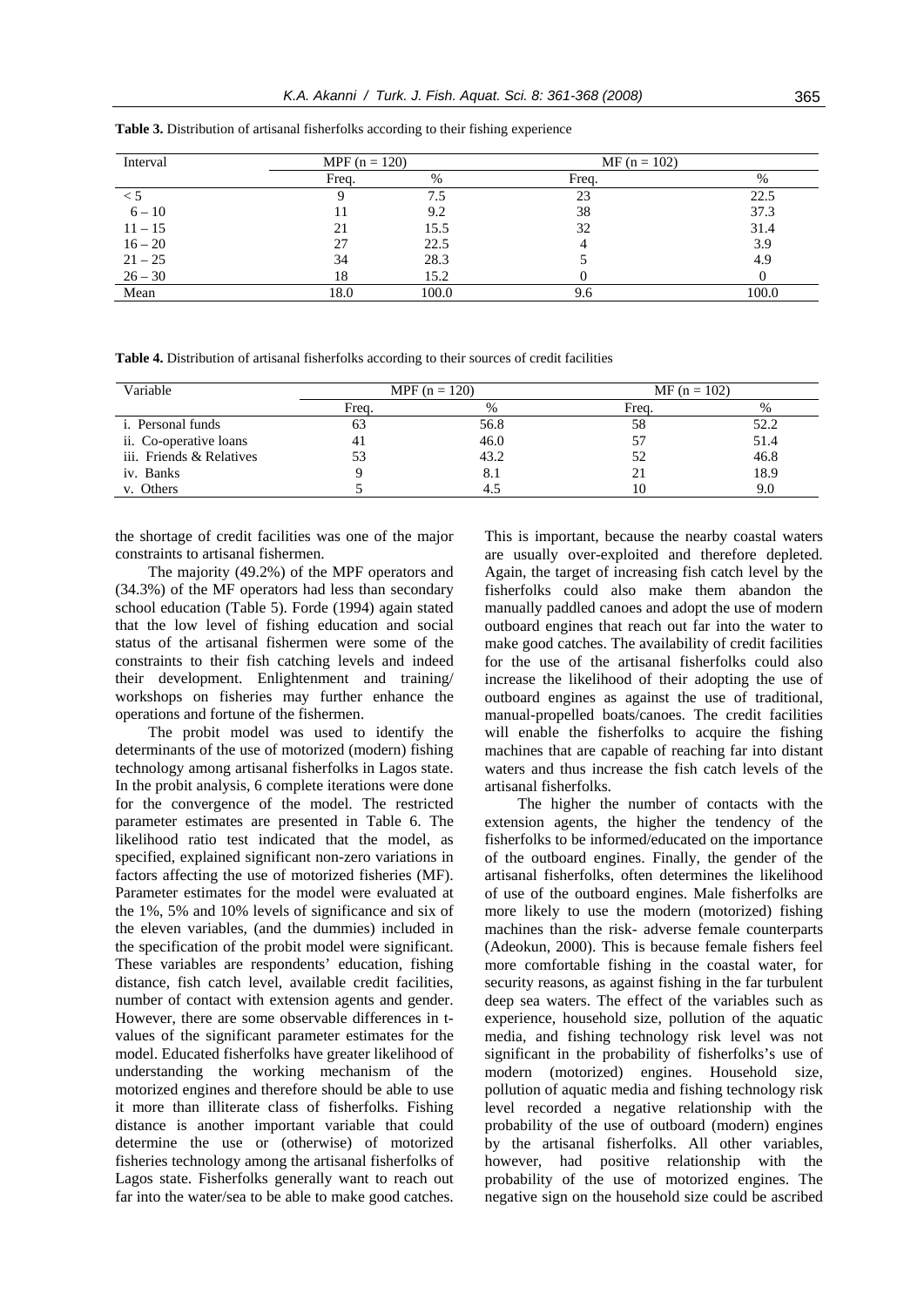**Table 3.** Distribution of artisanal fisherfolks according to their fishing experience

| Interval | MPF (n = 120) | | MF (n = 102) | |
|---|---|---|---|---|
| | Freq. | % | Freq. | % |
| < 5 | 9 | 7.5 | 23 | 22.5 |
| 6 – 10 | 11 | 9.2 | 38 | 37.3 |
| 11 – 15 | 21 | 15.5 | 32 | 31.4 |
| 16 – 20 | 27 | 22.5 | 4 | 3.9 |
| 21 – 25 | 34 | 28.3 | 5 | 4.9 |
| 26 – 30 | 18 | 15.2 | 0 | 0 |
| Mean | 18.0 | 100.0 | 9.6 | 100.0 |

**Table 4.** Distribution of artisanal fisherfolks according to their sources of credit facilities

| Variable | MPF (n = 120) | | MF (n = 102) | |
|---|---|---|---|---|
| | Freq. | % | Freq. | % |
| i. Personal funds | 63 | 56.8 | 58 | 52.2 |
| ii. Co-operative loans | 41 | 46.0 | 57 | 51.4 |
| iii. Friends & Relatives | 53 | 43.2 | 52 | 46.8 |
| iv. Banks | 9 | 8.1 | 21 | 18.9 |
| v. Others | 5 | 4.5 | 10 | 9.0 |

the shortage of credit facilities was one of the major constraints to artisanal fishermen.

The majority (49.2%) of the MPF operators and (34.3%) of the MF operators had less than secondary school education (Table 5). Forde (1994) again stated that the low level of fishing education and social status of the artisanal fishermen were some of the constraints to their fish catching levels and indeed their development. Enlightenment and training/ workshops on fisheries may further enhance the operations and fortune of the fishermen.

The probit model was used to identify the determinants of the use of motorized (modern) fishing technology among artisanal fisherfolks in Lagos state. In the probit analysis, 6 complete iterations were done for the convergence of the model. The restricted parameter estimates are presented in Table 6. The likelihood ratio test indicated that the model, as specified, explained significant non-zero variations in factors affecting the use of motorized fisheries (MF). Parameter estimates for the model were evaluated at the 1%, 5% and 10% levels of significance and six of the eleven variables, (and the dummies) included in the specification of the probit model were significant. These variables are respondents' education, fishing distance, fish catch level, available credit facilities, number of contact with extension agents and gender. However, there are some observable differences in t-values of the significant parameter estimates for the model. Educated fisherfolks have greater likelihood of understanding the working mechanism of the motorized engines and therefore should be able to use it more than illiterate class of fisherfolks. Fishing distance is another important variable that could determine the use or (otherwise) of motorized fisheries technology among the artisanal fisherfolks of Lagos state. Fisherfolks generally want to reach out far into the water/sea to be able to make good catches. This is important, because the nearby coastal waters are usually over-exploited and therefore depleted. Again, the target of increasing fish catch level by the fisherfolks could also make them abandon the manually paddled canoes and adopt the use of modern outboard engines that reach out far into the water to make good catches. The availability of credit facilities for the use of the artisanal fisherfolks could also increase the likelihood of their adopting the use of outboard engines as against the use of traditional, manual-propelled boats/canoes. The credit facilities will enable the fisherfolks to acquire the fishing machines that are capable of reaching far into distant waters and thus increase the fish catch levels of the artisanal fisherfolks.

The higher the number of contacts with the extension agents, the higher the tendency of the fisherfolks to be informed/educated on the importance of the outboard engines. Finally, the gender of the artisanal fisherfolks, often determines the likelihood of use of the outboard engines. Male fisherfolks are more likely to use the modern (motorized) fishing machines than the risk- adverse female counterparts (Adeokun, 2000). This is because female fishers feel more comfortable fishing in the coastal water, for security reasons, as against fishing in the far turbulent deep sea waters. The effect of the variables such as experience, household size, pollution of the aquatic media, and fishing technology risk level was not significant in the probability of fisherfolks's use of modern (motorized) engines. Household size, pollution of aquatic media and fishing technology risk level recorded a negative relationship with the probability of the use of outboard (modern) engines by the artisanal fisherfolks. All other variables, however, had positive relationship with the probability of the use of motorized engines. The negative sign on the household size could be ascribed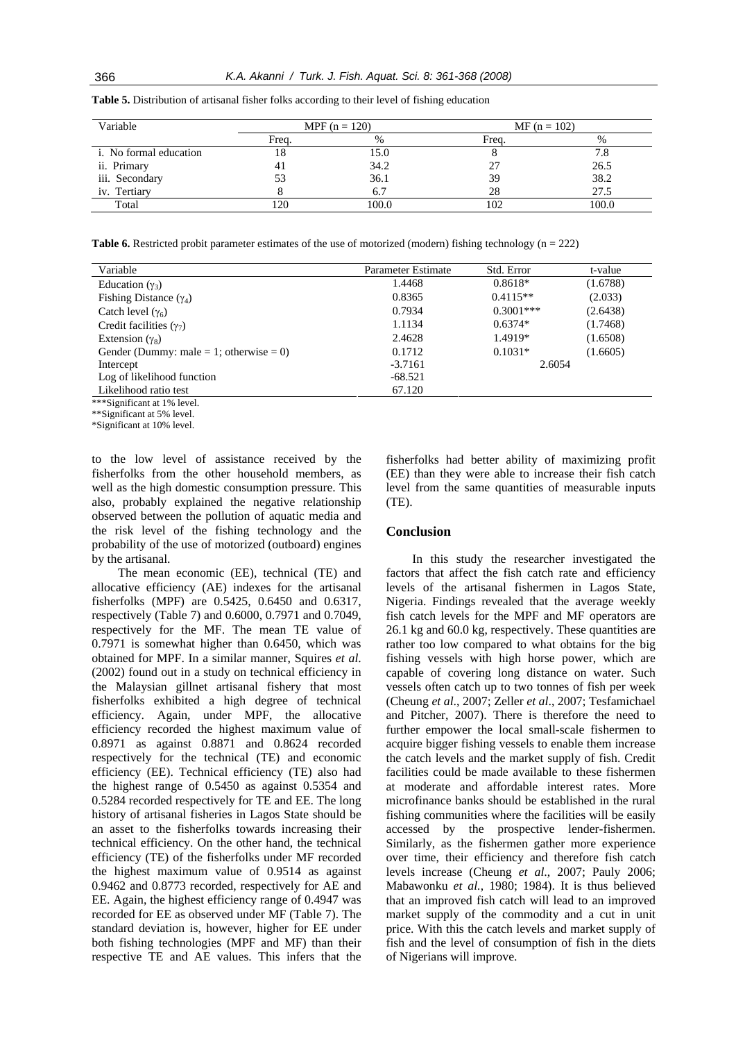**Table 5.** Distribution of artisanal fisher folks according to their level of fishing education

| Variable | MPF (n = 120) | | MF (n = 102) | |
|---|---|---|---|---|
| | Freq. | % | Freq. | % |
| i. No formal education | 18 | 15.0 | 8 | 7.8 |
| ii. Primary | 41 | 34.2 | 27 | 26.5 |
| iii. Secondary | 53 | 36.1 | 39 | 38.2 |
| iv. Tertiary | 8 | 6.7 | 28 | 27.5 |
| Total | 120 | 100.0 | 102 | 100.0 |

**Table 6.** Restricted probit parameter estimates of the use of motorized (modern) fishing technology (n = 222)

| Variable | Parameter Estimate | Std. Error | t-value |
|---|---|---|---|
| Education ($\gamma_3$) | 1.4468 | 0.8618* | (1.6788) |
| Fishing Distance ($\gamma_4$) | 0.8365 | 0.4115** | (2.033) |
| Catch level ($\gamma_6$) | 0.7934 | 0.3001*** | (2.6438) |
| Credit facilities ($\gamma_7$) | 1.1134 | 0.6374* | (1.7468) |
| Extension ($\gamma_8$) | 2.4628 | 1.4919* | (1.6508) |
| Gender (Dummy: male = 1; otherwise = 0) | 0.1712 | 0.1031* | (1.6605) |
| Intercept | -3.7161 | 2.6054 | |
| Log of likelihood function | -68.521 | | |
| Likelihood ratio test | 67.120 | | |

***Significant at 1% level.
**Significant at 5% level.
*Significant at 10% level.

to the low level of assistance received by the fisherfolks from the other household members, as well as the high domestic consumption pressure. This also, probably explained the negative relationship observed between the pollution of aquatic media and the risk level of the fishing technology and the probability of the use of motorized (outboard) engines by the artisanal.

The mean economic (EE), technical (TE) and allocative efficiency (AE) indexes for the artisanal fisherfolks (MPF) are 0.5425, 0.6450 and 0.6317, respectively (Table 7) and 0.6000, 0.7971 and 0.7049, respectively for the MF. The mean TE value of 0.7971 is somewhat higher than 0.6450, which was obtained for MPF. In a similar manner, Squires *et al*. (2002) found out in a study on technical efficiency in the Malaysian gillnet artisanal fishery that most fisherfolks exhibited a high degree of technical efficiency. Again, under MPF, the allocative efficiency recorded the highest maximum value of 0.8971 as against 0.8871 and 0.8624 recorded respectively for the technical (TE) and economic efficiency (EE). Technical efficiency (TE) also had the highest range of 0.5450 as against 0.5354 and 0.5284 recorded respectively for TE and EE. The long history of artisanal fisheries in Lagos State should be an asset to the fisherfolks towards increasing their technical efficiency. On the other hand, the technical efficiency (TE) of the fisherfolks under MF recorded the highest maximum value of 0.9514 as against 0.9462 and 0.8773 recorded, respectively for AE and EE. Again, the highest efficiency range of 0.4947 was recorded for EE as observed under MF (Table 7). The standard deviation is, however, higher for EE under both fishing technologies (MPF and MF) than their respective TE and AE values. This infers that the fisherfolks had better ability of maximizing profit (EE) than they were able to increase their fish catch level from the same quantities of measurable inputs (TE).

## Conclusion

In this study the researcher investigated the factors that affect the fish catch rate and efficiency levels of the artisanal fishermen in Lagos State, Nigeria. Findings revealed that the average weekly fish catch levels for the MPF and MF operators are 26.1 kg and 60.0 kg, respectively. These quantities are rather too low compared to what obtains for the big fishing vessels with high horse power, which are capable of covering long distance on water. Such vessels often catch up to two tonnes of fish per week (Cheung *et al*., 2007; Zeller *et al*., 2007; Tesfamichael and Pitcher, 2007). There is therefore the need to further empower the local small-scale fishermen to acquire bigger fishing vessels to enable them increase the catch levels and the market supply of fish. Credit facilities could be made available to these fishermen at moderate and affordable interest rates. More microfinance banks should be established in the rural fishing communities where the facilities will be easily accessed by the prospective lender-fishermen. Similarly, as the fishermen gather more experience over time, their efficiency and therefore fish catch levels increase (Cheung *et al*., 2007; Pauly 2006; Mabawonku *et al.*, 1980; 1984). It is thus believed that an improved fish catch will lead to an improved market supply of the commodity and a cut in unit price. With this the catch levels and market supply of fish and the level of consumption of fish in the diets of Nigerians will improve.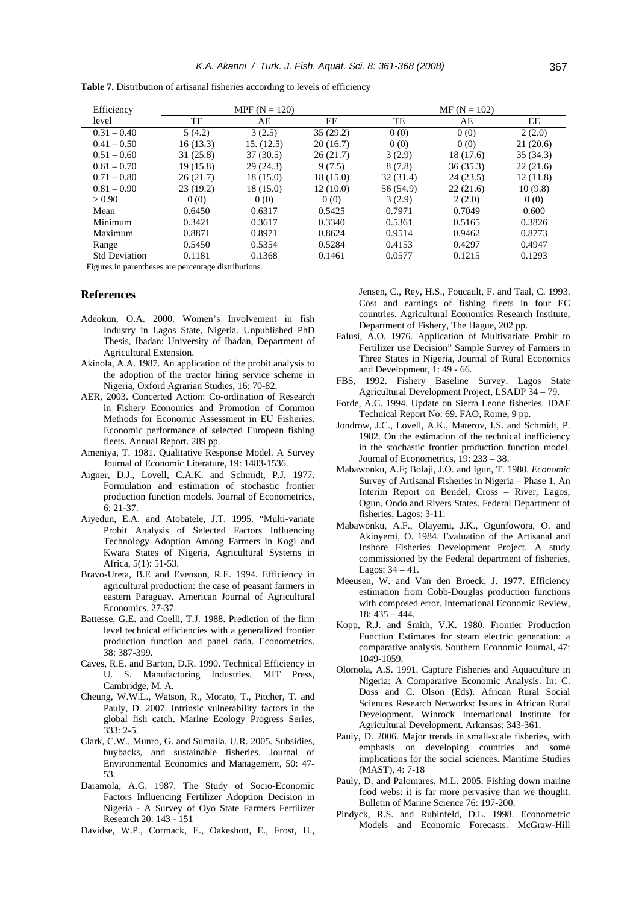**Table 7.** Distribution of artisanal fisheries according to levels of efficiency

| Efficiency level | MPF (N = 120) | | | MF (N = 102) | | |
|---|---|---|---|---|---|---|
| | TE | AE | EE | TE | AE | EE |
| 0.31 – 0.40 | 5 (4.2) | 3 (2.5) | 35 (29.2) | 0 (0) | 0 (0) | 2 (2.0) |
| 0.41 – 0.50 | 16 (13.3) | 15. (12.5) | 20 (16.7) | 0 (0) | 0 (0) | 21 (20.6) |
| 0.51 – 0.60 | 31 (25.8) | 37 (30.5) | 26 (21.7) | 3 (2.9) | 18 (17.6) | 35 (34.3) |
| 0.61 – 0.70 | 19 (15.8) | 29 (24.3) | 9 (7.5) | 8 (7.8) | 36 (35.3) | 22 (21.6) |
| 0.71 – 0.80 | 26 (21.7) | 18 (15.0) | 18 (15.0) | 32 (31.4) | 24 (23.5) | 12 (11.8) |
| 0.81 – 0.90 | 23 (19.2) | 18 (15.0) | 12 (10.0) | 56 (54.9) | 22 (21.6) | 10 (9.8) |
| > 0.90 | 0 (0) | 0 (0) | 0 (0) | 3 (2.9) | 2 (2.0) | 0 (0) |
| Mean | 0.6450 | 0.6317 | 0.5425 | 0.7971 | 0.7049 | 0.600 |
| Minimum | 0.3421 | 0.3617 | 0.3340 | 0.5361 | 0.5165 | 0.3826 |
| Maximum | 0.8871 | 0.8971 | 0.8624 | 0.9514 | 0.9462 | 0.8773 |
| Range | 0.5450 | 0.5354 | 0.5284 | 0.4153 | 0.4297 | 0.4947 |
| Std Deviation | 0.1181 | 0.1368 | 0.1461 | 0.0577 | 0.1215 | 0.1293 |

Figures in parentheses are percentage distributions.

## References

Adeokun, O.A. 2000. Women's Involvement in fish Industry in Lagos State, Nigeria. Unpublished PhD Thesis, Ibadan: University of Ibadan, Department of Agricultural Extension.

Akinola, A.A. 1987. An application of the probit analysis to the adoption of the tractor hiring service scheme in Nigeria, Oxford Agrarian Studies, 16: 70-82.

AER, 2003. Concerted Action: Co-ordination of Research in Fishery Economics and Promotion of Common Methods for Economic Assessment in EU Fisheries. Economic performance of selected European fishing fleets. Annual Report. 289 pp.

Ameniya, T. 1981. Qualitative Response Model. A Survey Journal of Economic Literature, 19: 1483-1536.

Aigner, D.J., Lovell, C.A.K. and Schmidt, P.J. 1977. Formulation and estimation of stochastic frontier production function models. Journal of Econometrics, 6: 21-37.

Aiyedun, E.A. and Atobatele, J.T. 1995. "Multi-variate Probit Analysis of Selected Factors Influencing Technology Adoption Among Farmers in Kogi and Kwara States of Nigeria, Agricultural Systems in Africa, 5(1): 51-53.

Bravo-Ureta, B.E and Evenson, R.E. 1994. Efficiency in agricultural production: the case of peasant farmers in eastern Paraguay. American Journal of Agricultural Economics. 27-37.

Battesse, G.E. and Coelli, T.J. 1988. Prediction of the firm level technical efficiencies with a generalized frontier production function and panel dada. Econometrics. 38: 387-399.

Caves, R.E. and Barton, D.R. 1990. Technical Efficiency in U. S. Manufacturing Industries. MIT Press, Cambridge, M. A.

Cheung, W.W.L., Watson, R., Morato, T., Pitcher, T. and Pauly, D. 2007. Intrinsic vulnerability factors in the global fish catch. Marine Ecology Progress Series, 333: 2-5.

Clark, C.W., Munro, G. and Sumaila, U.R. 2005. Subsidies, buybacks, and sustainable fisheries. Journal of Environmental Economics and Management, 50: 47-53.

Daramola, A.G. 1987. The Study of Socio-Economic Factors Influencing Fertilizer Adoption Decision in Nigeria - A Survey of Oyo State Farmers Fertilizer Research 20: 143 - 151

Davidse, W.P., Cormack, E., Oakeshott, E., Frost, H., Jensen, C., Rey, H.S., Foucault, F. and Taal, C. 1993. Cost and earnings of fishing fleets in four EC countries. Agricultural Economics Research Institute, Department of Fishery, The Hague, 202 pp.

Falusi, A.O. 1976. Application of Multivariate Probit to Fertilizer use Decision" Sample Survey of Farmers in Three States in Nigeria, Journal of Rural Economics and Development, 1: 49 - 66.

FBS, 1992. Fishery Baseline Survey. Lagos State Agricultural Development Project, LSADP 34 – 79.

Forde, A.C. 1994. Update on Sierra Leone fisheries. IDAF Technical Report No: 69. FAO, Rome, 9 pp.

Jondrow, J.C., Lovell, A.K., Materov, I.S. and Schmidt, P. 1982. On the estimation of the technical inefficiency in the stochastic frontier production function model. Journal of Econometrics, 19: 233 – 38.

Mabawonku, A.F; Bolaji, J.O. and Igun, T. 1980. *Economic* Survey of Artisanal Fisheries in Nigeria – Phase 1. An Interim Report on Bendel, Cross – River, Lagos, Ogun, Ondo and Rivers States. Federal Department of fisheries, Lagos: 3-11.

Mabawonku, A.F., Olayemi, J.K., Ogunfowora, O. and Akinyemi, O. 1984. Evaluation of the Artisanal and Inshore Fisheries Development Project. A study commissioned by the Federal department of fisheries, Lagos: 34 – 41.

Meeusen, W. and Van den Broeck, J. 1977. Efficiency estimation from Cobb-Douglas production functions with composed error. International Economic Review, 18: 435 – 444.

Kopp, R.J. and Smith, V.K. 1980. Frontier Production Function Estimates for steam electric generation: a comparative analysis. Southern Economic Journal, 47: 1049-1059.

Olomola, A.S. 1991. Capture Fisheries and Aquaculture in Nigeria: A Comparative Economic Analysis. In: C. Doss and C. Olson (Eds). African Rural Social Sciences Research Networks: Issues in African Rural Development. Winrock International Institute for Agricultural Development. Arkansas: 343-361.

Pauly, D. 2006. Major trends in small-scale fisheries, with emphasis on developing countries and some implications for the social sciences. Maritime Studies (MAST), 4: 7-18

Pauly, D. and Palomares, M.L. 2005. Fishing down marine food webs: it is far more pervasive than we thought. Bulletin of Marine Science 76: 197-200.

Pindyck, R.S. and Rubinfeld, D.L. 1998. Econometric Models and Economic Forecasts. McGraw-Hill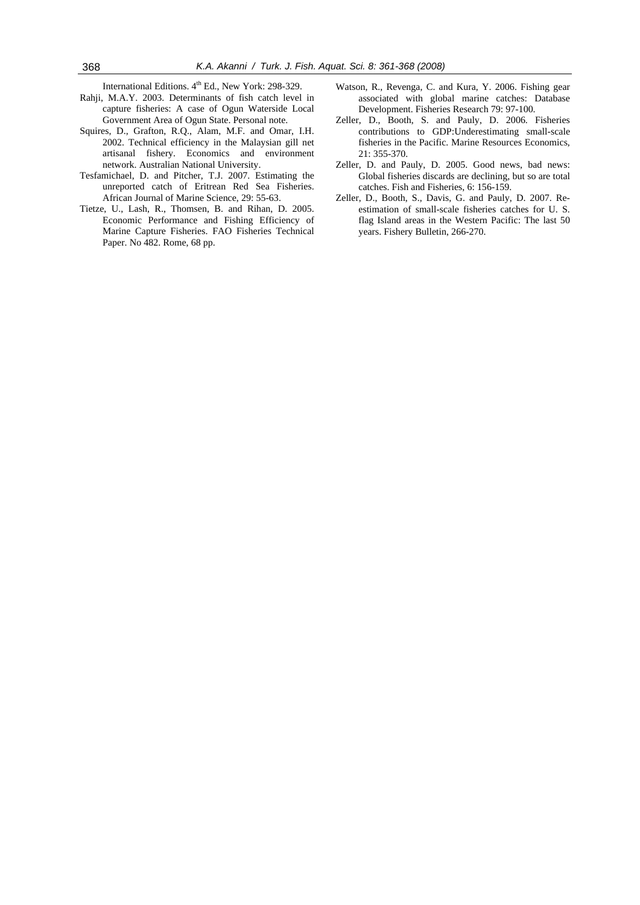International Editions. 4th Ed., New York: 298-329.

Rahji, M.A.Y. 2003. Determinants of fish catch level in capture fisheries: A case of Ogun Waterside Local Government Area of Ogun State. Personal note.

Squires, D., Grafton, R.Q., Alam, M.F. and Omar, I.H. 2002. Technical efficiency in the Malaysian gill net artisanal fishery. Economics and environment network. Australian National University.

Tesfamichael, D. and Pitcher, T.J. 2007. Estimating the unreported catch of Eritrean Red Sea Fisheries. African Journal of Marine Science, 29: 55-63.

Tietze, U., Lash, R., Thomsen, B. and Rihan, D. 2005. Economic Performance and Fishing Efficiency of Marine Capture Fisheries. FAO Fisheries Technical Paper. No 482. Rome, 68 pp.

Watson, R., Revenga, C. and Kura, Y. 2006. Fishing gear associated with global marine catches: Database Development. Fisheries Research 79: 97-100.

Zeller, D., Booth, S. and Pauly, D. 2006. Fisheries contributions to GDP:Underestimating small-scale fisheries in the Pacific. Marine Resources Economics, 21: 355-370.

Zeller, D. and Pauly, D. 2005. Good news, bad news: Global fisheries discards are declining, but so are total catches. Fish and Fisheries, 6: 156-159.

Zeller, D., Booth, S., Davis, G. and Pauly, D. 2007. Re-estimation of small-scale fisheries catches for U. S. flag Island areas in the Western Pacific: The last 50 years. Fishery Bulletin, 266-270.